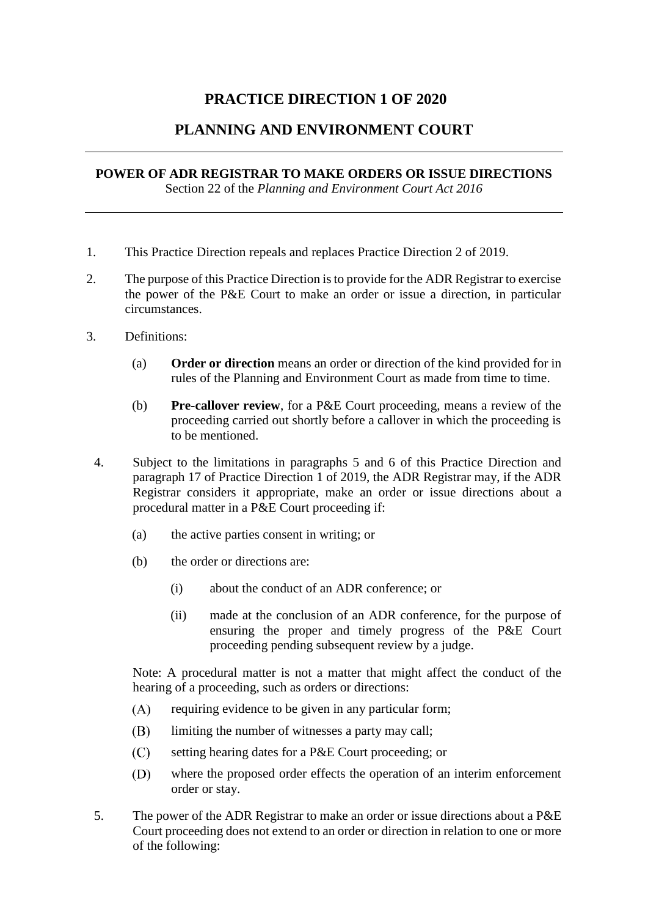# PRACTICE DIRECTION 1 OF 2020

# PLANNING AND ENVIRONMENT COURT

---

**POWER OF ADR REGISTRAR TO MAKE ORDERS OR ISSUE DIRECTIONS**
Section 22 of the *Planning and Environment Court Act 2016*

---

1. This Practice Direction repeals and replaces Practice Direction 2 of 2019.

2. The purpose of this Practice Direction is to provide for the ADR Registrar to exercise the power of the P&E Court to make an order or issue a direction, in particular circumstances.

3. Definitions:

   (a) **Order or direction** means an order or direction of the kind provided for in rules of the Planning and Environment Court as made from time to time.

   (b) **Pre-callover review**, for a P&E Court proceeding, means a review of the proceeding carried out shortly before a callover in which the proceeding is to be mentioned.

4. Subject to the limitations in paragraphs 5 and 6 of this Practice Direction and paragraph 17 of Practice Direction 1 of 2019, the ADR Registrar may, if the ADR Registrar considers it appropriate, make an order or issue directions about a procedural matter in a P&E Court proceeding if:

   (a) the active parties consent in writing; or

   (b) the order or directions are:

      (i) about the conduct of an ADR conference; or

      (ii) made at the conclusion of an ADR conference, for the purpose of ensuring the proper and timely progress of the P&E Court proceeding pending subsequent review by a judge.

   Note: A procedural matter is not a matter that might affect the conduct of the hearing of a proceeding, such as orders or directions:

   (A) requiring evidence to be given in any particular form;

   (B) limiting the number of witnesses a party may call;

   (C) setting hearing dates for a P&E Court proceeding; or

   (D) where the proposed order effects the operation of an interim enforcement order or stay.

5. The power of the ADR Registrar to make an order or issue directions about a P&E Court proceeding does not extend to an order or direction in relation to one or more of the following: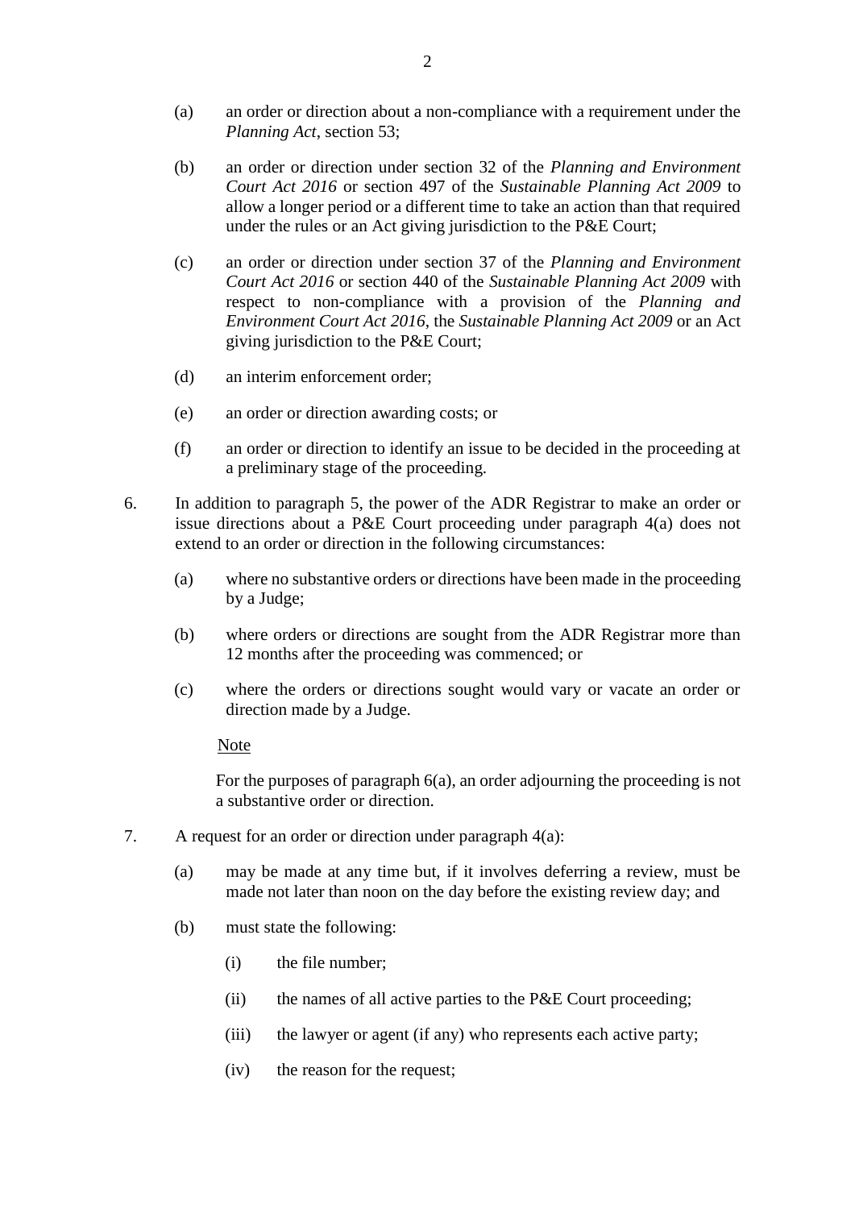(a) an order or direction about a non-compliance with a requirement under the *Planning Act*, section 53;

(b) an order or direction under section 32 of the *Planning and Environment Court Act 2016* or section 497 of the *Sustainable Planning Act 2009* to allow a longer period or a different time to take an action than that required under the rules or an Act giving jurisdiction to the P&E Court;

(c) an order or direction under section 37 of the *Planning and Environment Court Act 2016* or section 440 of the *Sustainable Planning Act 2009* with respect to non-compliance with a provision of the *Planning and Environment Court Act 2016*, the *Sustainable Planning Act 2009* or an Act giving jurisdiction to the P&E Court;

(d) an interim enforcement order;

(e) an order or direction awarding costs; or

(f) an order or direction to identify an issue to be decided in the proceeding at a preliminary stage of the proceeding.

6. In addition to paragraph 5, the power of the ADR Registrar to make an order or issue directions about a P&E Court proceeding under paragraph 4(a) does not extend to an order or direction in the following circumstances:

   (a) where no substantive orders or directions have been made in the proceeding by a Judge;

   (b) where orders or directions are sought from the ADR Registrar more than 12 months after the proceeding was commenced; or

   (c) where the orders or directions sought would vary or vacate an order or direction made by a Judge.

   Note

   For the purposes of paragraph 6(a), an order adjourning the proceeding is not a substantive order or direction.

7. A request for an order or direction under paragraph 4(a):

   (a) may be made at any time but, if it involves deferring a review, must be made not later than noon on the day before the existing review day; and

   (b) must state the following:

      (i) the file number;

      (ii) the names of all active parties to the P&E Court proceeding;

      (iii) the lawyer or agent (if any) who represents each active party;

      (iv) the reason for the request;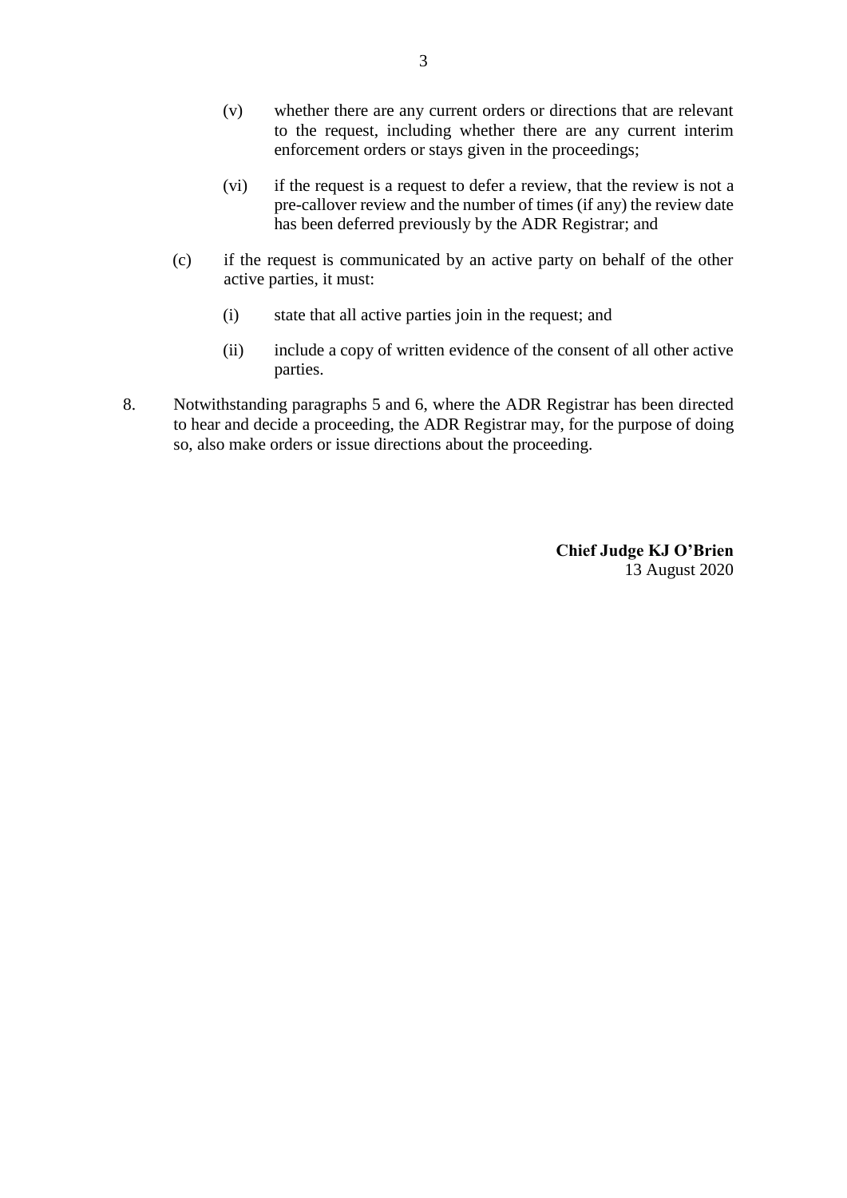(v) whether there are any current orders or directions that are relevant to the request, including whether there are any current interim enforcement orders or stays given in the proceedings;

(vi) if the request is a request to defer a review, that the review is not a pre-callover review and the number of times (if any) the review date has been deferred previously by the ADR Registrar; and

(c) if the request is communicated by an active party on behalf of the other active parties, it must:

(i) state that all active parties join in the request; and

(ii) include a copy of written evidence of the consent of all other active parties.

8. Notwithstanding paragraphs 5 and 6, where the ADR Registrar has been directed to hear and decide a proceeding, the ADR Registrar may, for the purpose of doing so, also make orders or issue directions about the proceeding.

**Chief Judge KJ O'Brien**
13 August 2020